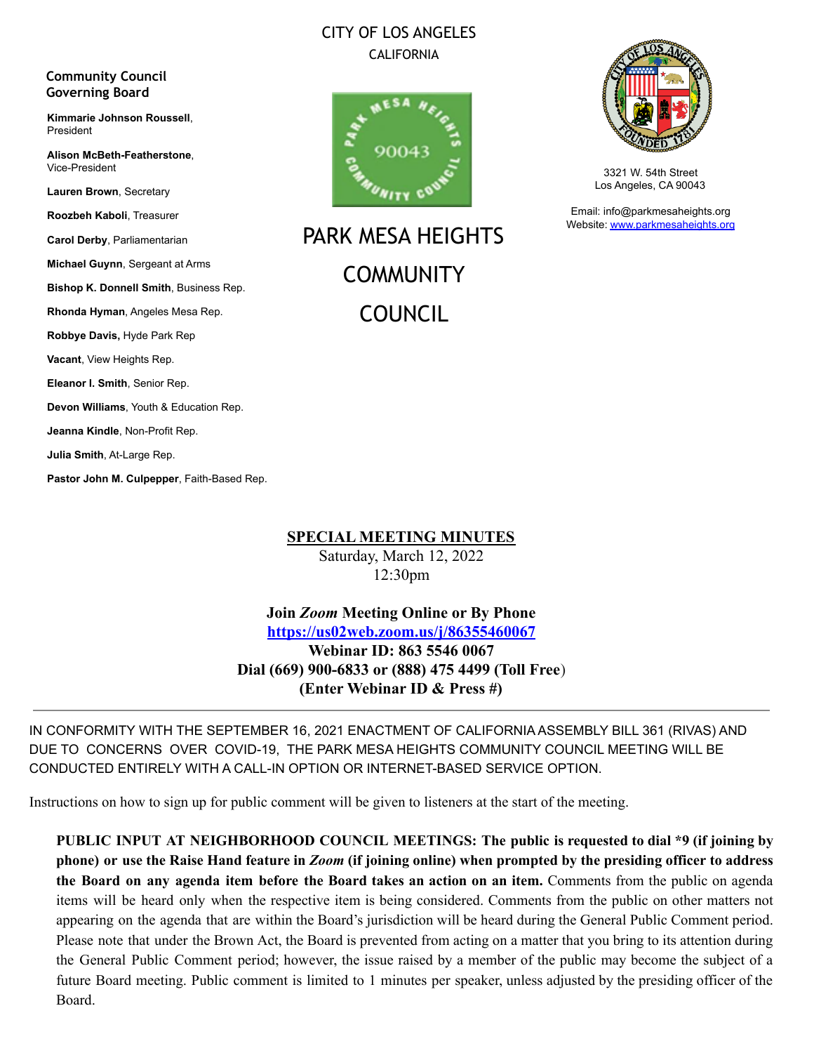CITY OF LOS ANGELES
CALIFORNIA

# PARK MESA HEIGHTS COMMUNITY COUNCIL

3321 W. 54th Street
Los Angeles, CA 90043

Email: info@parkmesaheights.org
Website: [www.parkmesaheights.org](http://www.parkmesaheights.org)

**Community Council Governing Board**

**Kimmarie Johnson Roussell**, President

**Alison McBeth-Featherstone**, Vice-President

**Lauren Brown**, Secretary

**Roozbeh Kaboli**, Treasurer

**Carol Derby**, Parliamentarian

**Michael Guynn**, Sergeant at Arms

**Bishop K. Donnell Smith**, Business Rep.

**Rhonda Hyman**, Angeles Mesa Rep.

**Robbye Davis,** Hyde Park Rep

**Vacant**, View Heights Rep.

**Eleanor I. Smith**, Senior Rep.

**Devon Williams**, Youth & Education Rep.

**Jeanna Kindle**, Non-Profit Rep.

**Julia Smith**, At-Large Rep.

**Pastor John M. Culpepper**, Faith-Based Rep.

## SPECIAL MEETING MINUTES

Saturday, March 12, 2022
12:30pm

**Join *Zoom* Meeting Online or By Phone**
**[https://us02web.zoom.us/j/86355460067](https://us02web.zoom.us/j/86355460067)**
**Webinar ID: 863 5546 0067**
**Dial (669) 900-6833 or (888) 475 4499 (Toll Free)**
**(Enter Webinar ID & Press #)**

---

IN CONFORMITY WITH THE SEPTEMBER 16, 2021 ENACTMENT OF CALIFORNIA ASSEMBLY BILL 361 (RIVAS) AND DUE TO CONCERNS OVER COVID-19, THE PARK MESA HEIGHTS COMMUNITY COUNCIL MEETING WILL BE CONDUCTED ENTIRELY WITH A CALL-IN OPTION OR INTERNET-BASED SERVICE OPTION.

Instructions on how to sign up for public comment will be given to listeners at the start of the meeting.

**PUBLIC INPUT AT NEIGHBORHOOD COUNCIL MEETINGS: The public is requested to dial *9 (if joining by phone) or use the Raise Hand feature in *Zoom* (if joining online) when prompted by the presiding officer to address the Board on any agenda item before the Board takes an action on an item.** Comments from the public on agenda items will be heard only when the respective item is being considered. Comments from the public on other matters not appearing on the agenda that are within the Board's jurisdiction will be heard during the General Public Comment period. Please note that under the Brown Act, the Board is prevented from acting on a matter that you bring to its attention during the General Public Comment period; however, the issue raised by a member of the public may become the subject of a future Board meeting. Public comment is limited to 1 minutes per speaker, unless adjusted by the presiding officer of the Board.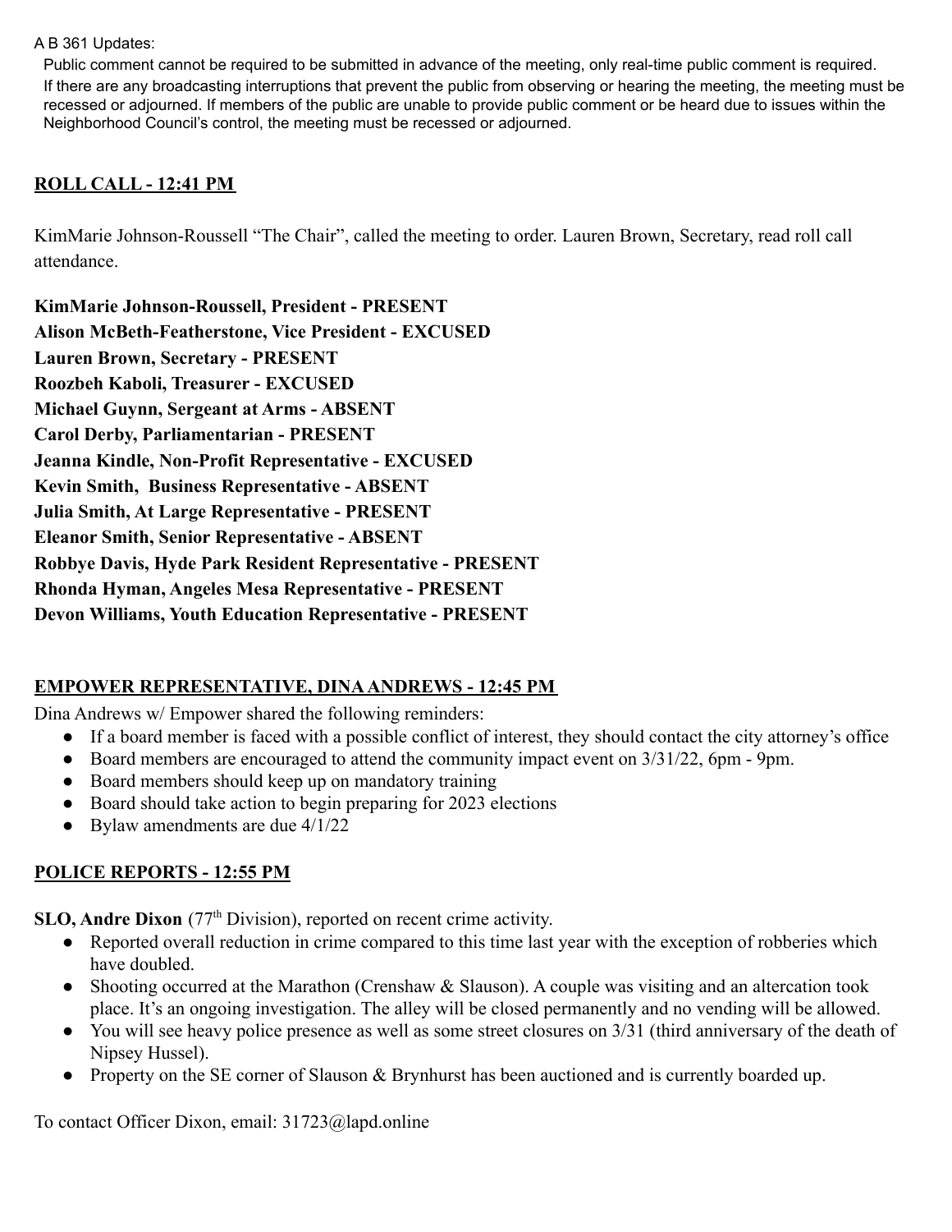A B 361 Updates:

Public comment cannot be required to be submitted in advance of the meeting, only real-time public comment is required. If there are any broadcasting interruptions that prevent the public from observing or hearing the meeting, the meeting must be recessed or adjourned. If members of the public are unable to provide public comment or be heard due to issues within the Neighborhood Council's control, the meeting must be recessed or adjourned.

## ROLL CALL - 12:41 PM

KimMarie Johnson-Roussell "The Chair", called the meeting to order. Lauren Brown, Secretary, read roll call attendance.

**KimMarie Johnson-Roussell, President - PRESENT**
**Alison McBeth-Featherstone, Vice President - EXCUSED**
**Lauren Brown, Secretary - PRESENT**
**Roozbeh Kaboli, Treasurer - EXCUSED**
**Michael Guynn, Sergeant at Arms - ABSENT**
**Carol Derby, Parliamentarian - PRESENT**
**Jeanna Kindle, Non-Profit Representative - EXCUSED**
**Kevin Smith, Business Representative - ABSENT**
**Julia Smith, At Large Representative - PRESENT**
**Eleanor Smith, Senior Representative - ABSENT**
**Robbye Davis, Hyde Park Resident Representative - PRESENT**
**Rhonda Hyman, Angeles Mesa Representative - PRESENT**
**Devon Williams, Youth Education Representative - PRESENT**

## EMPOWER REPRESENTATIVE, DINA ANDREWS - 12:45 PM

Dina Andrews w/ Empower shared the following reminders:

- If a board member is faced with a possible conflict of interest, they should contact the city attorney's office
- Board members are encouraged to attend the community impact event on 3/31/22, 6pm - 9pm.
- Board members should keep up on mandatory training
- Board should take action to begin preparing for 2023 elections
- Bylaw amendments are due 4/1/22

## POLICE REPORTS - 12:55 PM

**SLO, Andre Dixon** (77th Division), reported on recent crime activity.

- Reported overall reduction in crime compared to this time last year with the exception of robberies which have doubled.
- Shooting occurred at the Marathon (Crenshaw & Slauson). A couple was visiting and an altercation took place. It's an ongoing investigation. The alley will be closed permanently and no vending will be allowed.
- You will see heavy police presence as well as some street closures on 3/31 (third anniversary of the death of Nipsey Hussel).
- Property on the SE corner of Slauson & Brynhurst has been auctioned and is currently boarded up.

To contact Officer Dixon, email: 31723@lapd.online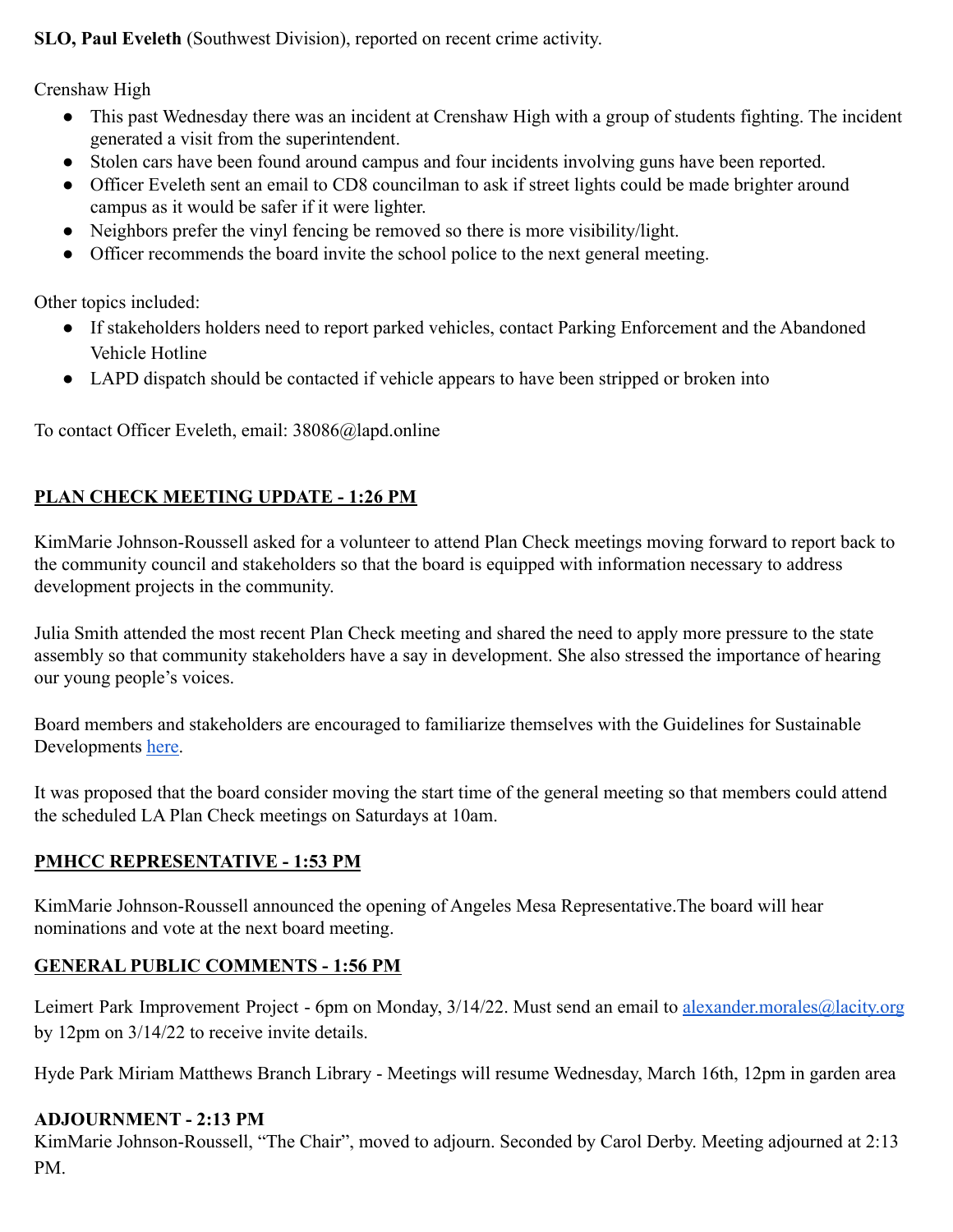**SLO, Paul Eveleth** (Southwest Division), reported on recent crime activity.

Crenshaw High

- This past Wednesday there was an incident at Crenshaw High with a group of students fighting. The incident generated a visit from the superintendent.
- Stolen cars have been found around campus and four incidents involving guns have been reported.
- Officer Eveleth sent an email to CD8 councilman to ask if street lights could be made brighter around campus as it would be safer if it were lighter.
- Neighbors prefer the vinyl fencing be removed so there is more visibility/light.
- Officer recommends the board invite the school police to the next general meeting.

Other topics included:

- If stakeholders holders need to report parked vehicles, contact Parking Enforcement and the Abandoned Vehicle Hotline
- LAPD dispatch should be contacted if vehicle appears to have been stripped or broken into

To contact Officer Eveleth, email: 38086@lapd.online

## PLAN CHECK MEETING UPDATE - 1:26 PM

KimMarie Johnson-Roussell asked for a volunteer to attend Plan Check meetings moving forward to report back to the community council and stakeholders so that the board is equipped with information necessary to address development projects in the community.

Julia Smith attended the most recent Plan Check meeting and shared the need to apply more pressure to the state assembly so that community stakeholders have a say in development. She also stressed the importance of hearing our young people's voices.

Board members and stakeholders are encouraged to familiarize themselves with the Guidelines for Sustainable Developments here.

It was proposed that the board consider moving the start time of the general meeting so that members could attend the scheduled LA Plan Check meetings on Saturdays at 10am.

## PMHCC REPRESENTATIVE - 1:53 PM

KimMarie Johnson-Roussell announced the opening of Angeles Mesa Representative.The board will hear nominations and vote at the next board meeting.

## GENERAL PUBLIC COMMENTS - 1:56 PM

Leimert Park Improvement Project - 6pm on Monday, 3/14/22. Must send an email to alexander.morales@lacity.org by 12pm on 3/14/22 to receive invite details.

Hyde Park Miriam Matthews Branch Library - Meetings will resume Wednesday, March 16th, 12pm in garden area

## ADJOURNMENT - 2:13 PM

KimMarie Johnson-Roussell, "The Chair", moved to adjourn. Seconded by Carol Derby. Meeting adjourned at 2:13 PM.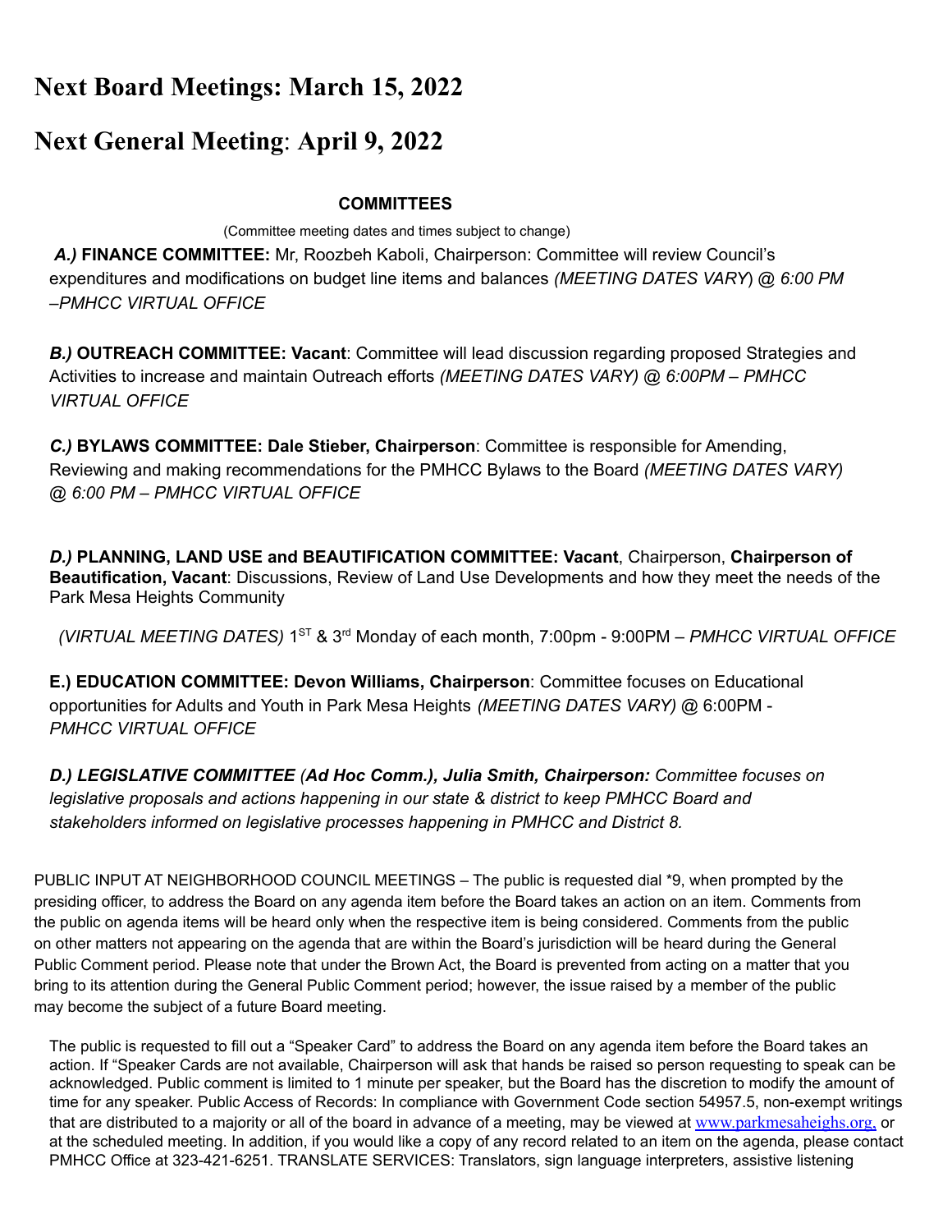# Next Board Meetings: March 15, 2022

# Next General Meeting: April 9, 2022

**COMMITTEES**

(Committee meeting dates and times subject to change)

***A.)*** **FINANCE COMMITTEE:** Mr, Roozbeh Kaboli, Chairperson: Committee will review Council's expenditures and modifications on budget line items and balances *(MEETING DATES VARY*) @ *6:00 PM –PMHCC VIRTUAL OFFICE*

***B.)*** **OUTREACH COMMITTEE: Vacant**: Committee will lead discussion regarding proposed Strategies and Activities to increase and maintain Outreach efforts *(MEETING DATES VARY) @ 6:00PM – PMHCC VIRTUAL OFFICE*

***C.)*** **BYLAWS COMMITTEE: Dale Stieber, Chairperson**: Committee is responsible for Amending, Reviewing and making recommendations for the PMHCC Bylaws to the Board *(MEETING DATES VARY) @ 6:00 PM – PMHCC VIRTUAL OFFICE*

***D.)*** **PLANNING, LAND USE and BEAUTIFICATION COMMITTEE: Vacant**, Chairperson, **Chairperson of Beautification, Vacant**: Discussions, Review of Land Use Developments and how they meet the needs of the Park Mesa Heights Community

*(VIRTUAL MEETING DATES)* 1ST & 3rd Monday of each month, 7:00pm - 9:00PM – *PMHCC VIRTUAL OFFICE*

**E.) EDUCATION COMMITTEE: Devon Williams, Chairperson**: Committee focuses on Educational opportunities for Adults and Youth in Park Mesa Heights *(MEETING DATES VARY)* @ 6:00PM - *PMHCC VIRTUAL OFFICE*

***D.) LEGISLATIVE COMMITTEE (Ad Hoc Comm.), Julia Smith, Chairperson:*** *Committee focuses on legislative proposals and actions happening in our state & district to keep PMHCC Board and stakeholders informed on legislative processes happening in PMHCC and District 8.*

PUBLIC INPUT AT NEIGHBORHOOD COUNCIL MEETINGS – The public is requested dial *9, when prompted by the presiding officer, to address the Board on any agenda item before the Board takes an action on an item. Comments from the public on agenda items will be heard only when the respective item is being considered. Comments from the public on other matters not appearing on the agenda that are within the Board's jurisdiction will be heard during the General Public Comment period. Please note that under the Brown Act, the Board is prevented from acting on a matter that you bring to its attention during the General Public Comment period; however, the issue raised by a member of the public may become the subject of a future Board meeting.

The public is requested to fill out a "Speaker Card" to address the Board on any agenda item before the Board takes an action. If "Speaker Cards are not available, Chairperson will ask that hands be raised so person requesting to speak can be acknowledged. Public comment is limited to 1 minute per speaker, but the Board has the discretion to modify the amount of time for any speaker. Public Access of Records: In compliance with Government Code section 54957.5, non-exempt writings that are distributed to a majority or all of the board in advance of a meeting, may be viewed at www.parkmesaheighs.org, or at the scheduled meeting. In addition, if you would like a copy of any record related to an item on the agenda, please contact PMHCC Office at 323-421-6251. TRANSLATE SERVICES: Translators, sign language interpreters, assistive listening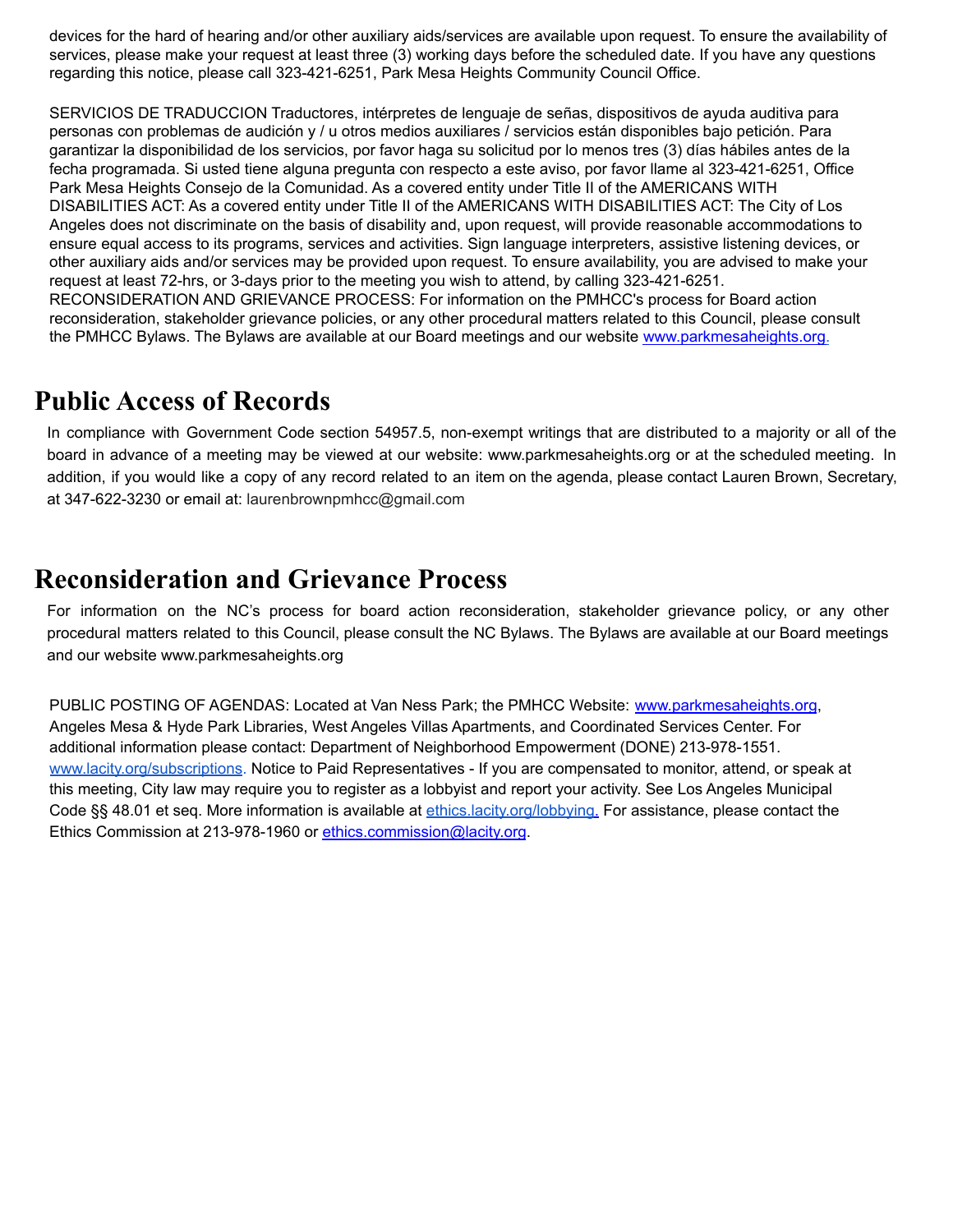devices for the hard of hearing and/or other auxiliary aids/services are available upon request. To ensure the availability of services, please make your request at least three (3) working days before the scheduled date. If you have any questions regarding this notice, please call 323-421-6251, Park Mesa Heights Community Council Office.

SERVICIOS DE TRADUCCION Traductores, intérpretes de lenguaje de señas, dispositivos de ayuda auditiva para personas con problemas de audición y / u otros medios auxiliares / servicios están disponibles bajo petición. Para garantizar la disponibilidad de los servicios, por favor haga su solicitud por lo menos tres (3) días hábiles antes de la fecha programada. Si usted tiene alguna pregunta con respecto a este aviso, por favor llame al 323-421-6251, Office Park Mesa Heights Consejo de la Comunidad. As a covered entity under Title II of the AMERICANS WITH DISABILITIES ACT: As a covered entity under Title II of the AMERICANS WITH DISABILITIES ACT: The City of Los Angeles does not discriminate on the basis of disability and, upon request, will provide reasonable accommodations to ensure equal access to its programs, services and activities. Sign language interpreters, assistive listening devices, or other auxiliary aids and/or services may be provided upon request. To ensure availability, you are advised to make your request at least 72-hrs, or 3-days prior to the meeting you wish to attend, by calling 323-421-6251.
RECONSIDERATION AND GRIEVANCE PROCESS: For information on the PMHCC's process for Board action reconsideration, stakeholder grievance policies, or any other procedural matters related to this Council, please consult the PMHCC Bylaws. The Bylaws are available at our Board meetings and our website www.parkmesaheights.org.

# Public Access of Records

In compliance with Government Code section 54957.5, non-exempt writings that are distributed to a majority or all of the board in advance of a meeting may be viewed at our website: www.parkmesaheights.org or at the scheduled meeting. In addition, if you would like a copy of any record related to an item on the agenda, please contact Lauren Brown, Secretary, at 347-622-3230 or email at: laurenbrownpmhcc@gmail.com

# Reconsideration and Grievance Process

For information on the NC's process for board action reconsideration, stakeholder grievance policy, or any other procedural matters related to this Council, please consult the NC Bylaws. The Bylaws are available at our Board meetings and our website www.parkmesaheights.org

PUBLIC POSTING OF AGENDAS: Located at Van Ness Park; the PMHCC Website: www.parkmesaheights.org, Angeles Mesa & Hyde Park Libraries, West Angeles Villas Apartments, and Coordinated Services Center. For additional information please contact: Department of Neighborhood Empowerment (DONE) 213-978-1551. www.lacity.org/subscriptions. Notice to Paid Representatives - If you are compensated to monitor, attend, or speak at this meeting, City law may require you to register as a lobbyist and report your activity. See Los Angeles Municipal Code §§ 48.01 et seq. More information is available at ethics.lacity.org/lobbying. For assistance, please contact the Ethics Commission at 213-978-1960 or ethics.commission@lacity.org.